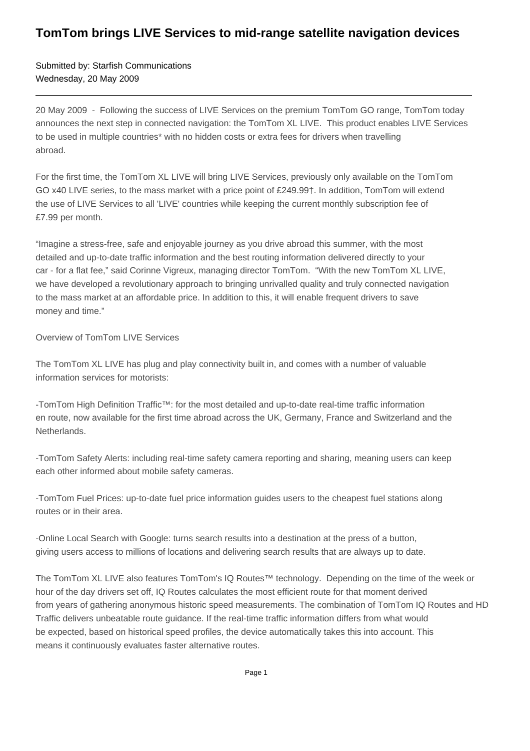# TomTom brings LIVE Services to mid-range satellite navigation devices

Submitted by: Starfish Communications
Wednesday, 20 May 2009

---

20 May 2009 - Following the success of LIVE Services on the premium TomTom GO range, TomTom today announces the next step in connected navigation: the TomTom XL LIVE. This product enables LIVE Services to be used in multiple countries* with no hidden costs or extra fees for drivers when travelling abroad.

For the first time, the TomTom XL LIVE will bring LIVE Services, previously only available on the TomTom GO x40 LIVE series, to the mass market with a price point of £249.99†. In addition, TomTom will extend the use of LIVE Services to all 'LIVE' countries while keeping the current monthly subscription fee of £7.99 per month.

"Imagine a stress-free, safe and enjoyable journey as you drive abroad this summer, with the most detailed and up-to-date traffic information and the best routing information delivered directly to your car - for a flat fee," said Corinne Vigreux, managing director TomTom. "With the new TomTom XL LIVE, we have developed a revolutionary approach to bringing unrivalled quality and truly connected navigation to the mass market at an affordable price. In addition to this, it will enable frequent drivers to save money and time."

Overview of TomTom LIVE Services

The TomTom XL LIVE has plug and play connectivity built in, and comes with a number of valuable information services for motorists:

-TomTom High Definition Traffic™: for the most detailed and up-to-date real-time traffic information en route, now available for the first time abroad across the UK, Germany, France and Switzerland and the Netherlands.

-TomTom Safety Alerts: including real-time safety camera reporting and sharing, meaning users can keep each other informed about mobile safety cameras.

-TomTom Fuel Prices: up-to-date fuel price information guides users to the cheapest fuel stations along routes or in their area.

-Online Local Search with Google: turns search results into a destination at the press of a button, giving users access to millions of locations and delivering search results that are always up to date.

The TomTom XL LIVE also features TomTom's IQ Routes™ technology. Depending on the time of the week or hour of the day drivers set off, IQ Routes calculates the most efficient route for that moment derived from years of gathering anonymous historic speed measurements. The combination of TomTom IQ Routes and HD Traffic delivers unbeatable route guidance. If the real-time traffic information differs from what would be expected, based on historical speed profiles, the device automatically takes this into account. This means it continuously evaluates faster alternative routes.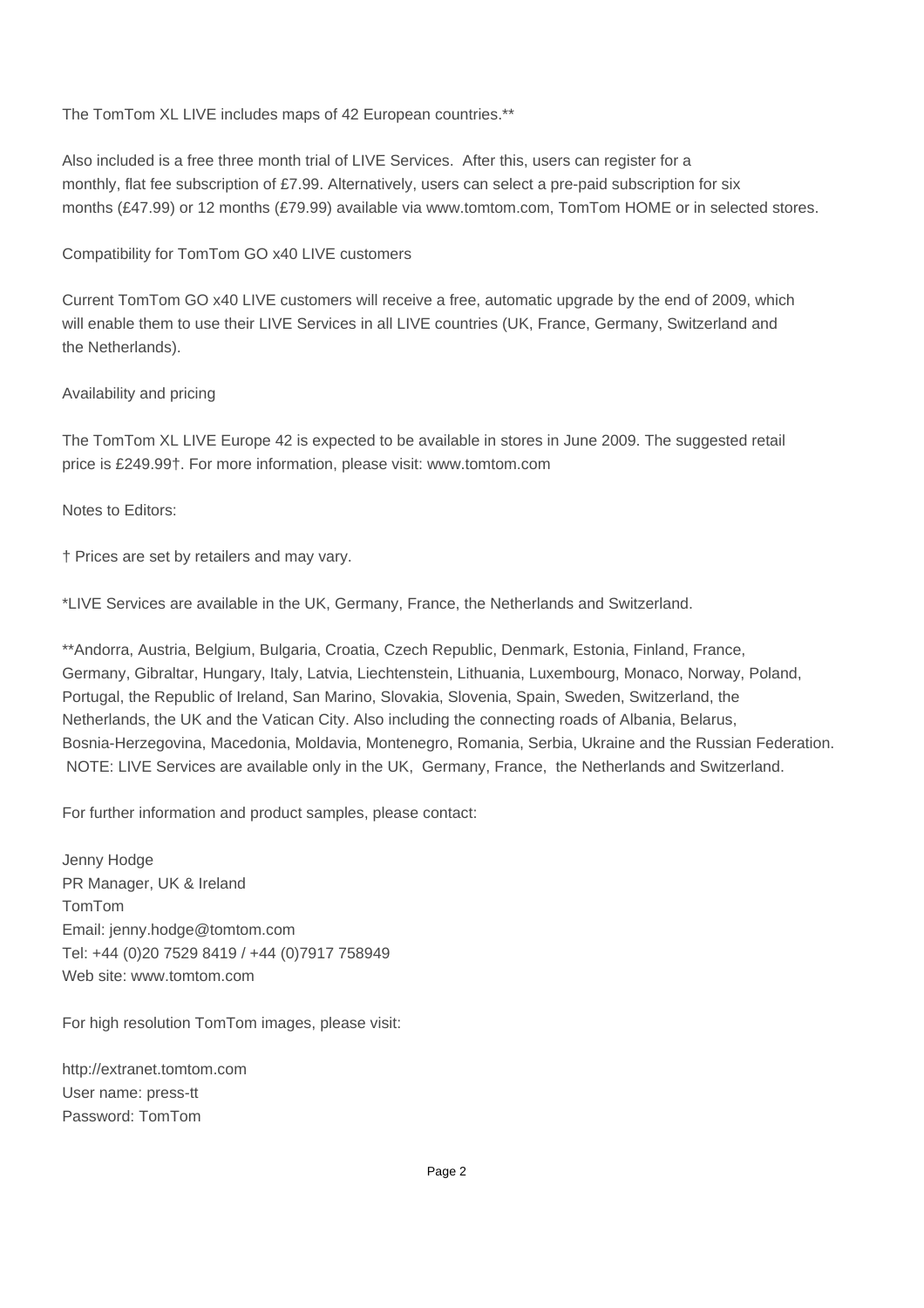The TomTom XL LIVE includes maps of 42 European countries.**

Also included is a free three month trial of LIVE Services.  After this, users can register for a monthly, flat fee subscription of £7.99. Alternatively, users can select a pre-paid subscription for six months (£47.99) or 12 months (£79.99) available via www.tomtom.com, TomTom HOME or in selected stores.

Compatibility for TomTom GO x40 LIVE customers

Current TomTom GO x40 LIVE customers will receive a free, automatic upgrade by the end of 2009, which will enable them to use their LIVE Services in all LIVE countries (UK, France, Germany, Switzerland and the Netherlands).

Availability and pricing

The TomTom XL LIVE Europe 42 is expected to be available in stores in June 2009. The suggested retail price is £249.99†. For more information, please visit: www.tomtom.com

Notes to Editors:

† Prices are set by retailers and may vary.

*LIVE Services are available in the UK, Germany, France, the Netherlands and Switzerland.

**Andorra, Austria, Belgium, Bulgaria, Croatia, Czech Republic, Denmark, Estonia, Finland, France, Germany, Gibraltar, Hungary, Italy, Latvia, Liechtenstein, Lithuania, Luxembourg, Monaco, Norway, Poland, Portugal, the Republic of Ireland, San Marino, Slovakia, Slovenia, Spain, Sweden, Switzerland, the Netherlands, the UK and the Vatican City. Also including the connecting roads of Albania, Belarus, Bosnia-Herzegovina, Macedonia, Moldavia, Montenegro, Romania, Serbia, Ukraine and the Russian Federation. NOTE: LIVE Services are available only in the UK, Germany, France, the Netherlands and Switzerland.

For further information and product samples, please contact:

Jenny Hodge  
PR Manager, UK & Ireland  
TomTom  
Email: jenny.hodge@tomtom.com  
Tel: +44 (0)20 7529 8419 / +44 (0)7917 758949  
Web site: www.tomtom.com

For high resolution TomTom images, please visit:

http://extranet.tomtom.com  
User name: press-tt  
Password: TomTom